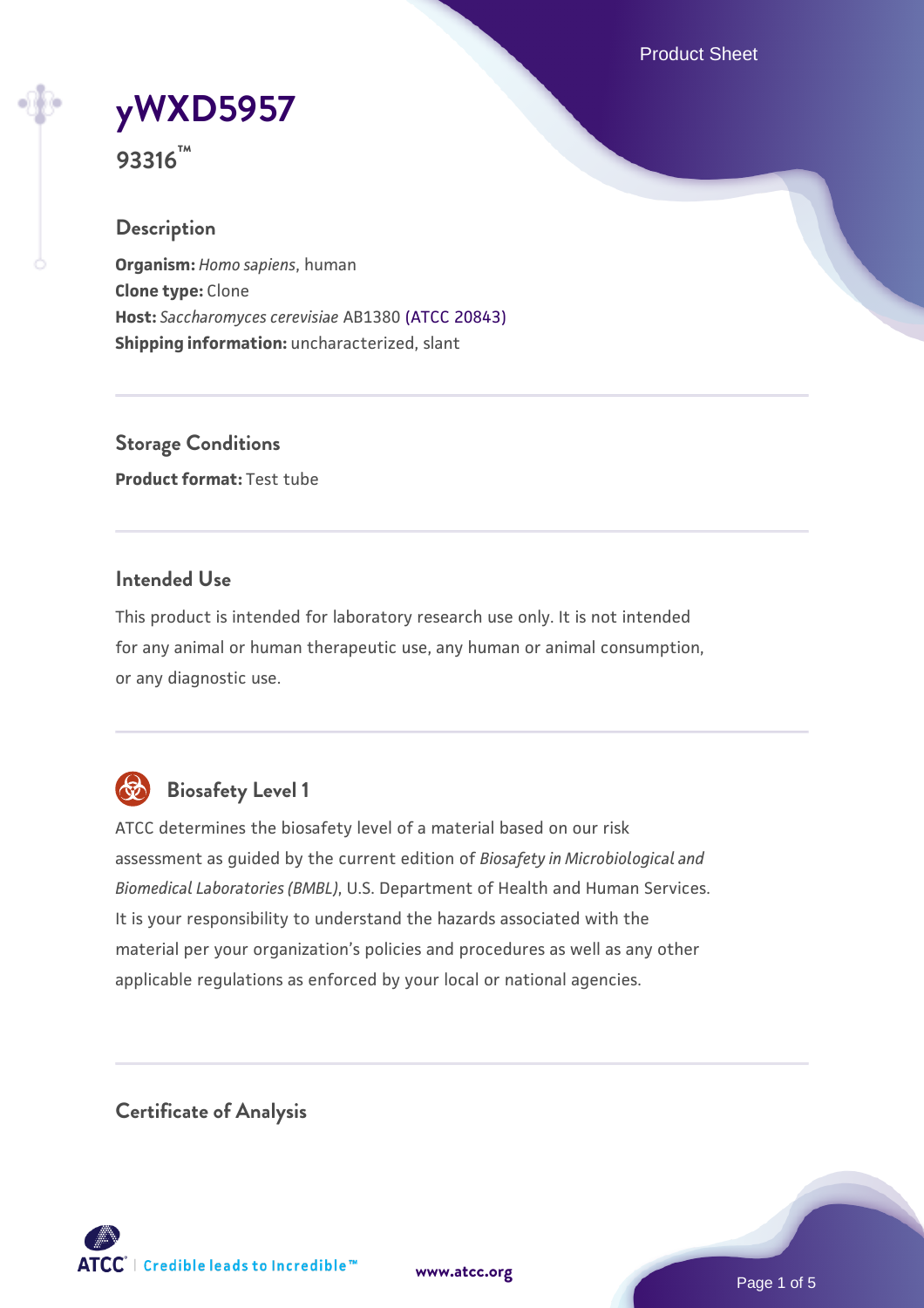# yWXD5957

**93316™**

## Description

**Organism:** *Homo sapiens*, human
**Clone type:** Clone
**Host:** *Saccharomyces cerevisiae* AB1380 (ATCC 20843)
**Shipping information:** uncharacterized, slant

## Storage Conditions

**Product format:** Test tube

## Intended Use

This product is intended for laboratory research use only. It is not intended for any animal or human therapeutic use, any human or animal consumption, or any diagnostic use.

## Biosafety Level 1

ATCC determines the biosafety level of a material based on our risk assessment as guided by the current edition of *Biosafety in Microbiological and Biomedical Laboratories (BMBL)*, U.S. Department of Health and Human Services. It is your responsibility to understand the hazards associated with the material per your organization's policies and procedures as well as any other applicable regulations as enforced by your local or national agencies.

## Certificate of Analysis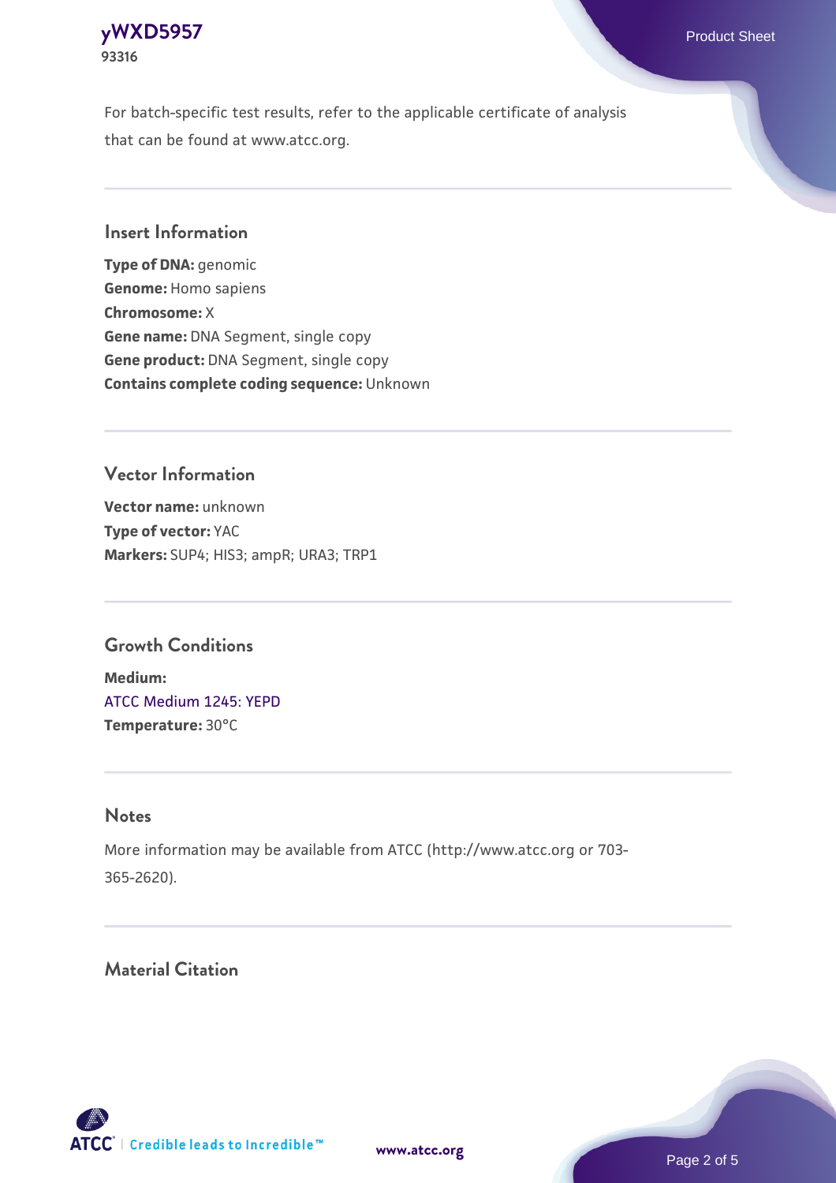For batch-specific test results, refer to the applicable certificate of analysis that can be found at www.atcc.org.

## Insert Information

**Type of DNA:** genomic
**Genome:** Homo sapiens
**Chromosome:** X
**Gene name:** DNA Segment, single copy
**Gene product:** DNA Segment, single copy
**Contains complete coding sequence:** Unknown

## Vector Information

**Vector name:** unknown
**Type of vector:** YAC
**Markers:** SUP4; HIS3; ampR; URA3; TRP1

## Growth Conditions

**Medium:**
ATCC Medium 1245: YEPD
**Temperature:** 30°C

## Notes

More information may be available from ATCC (http://www.atcc.org or 703-365-2620).

## Material Citation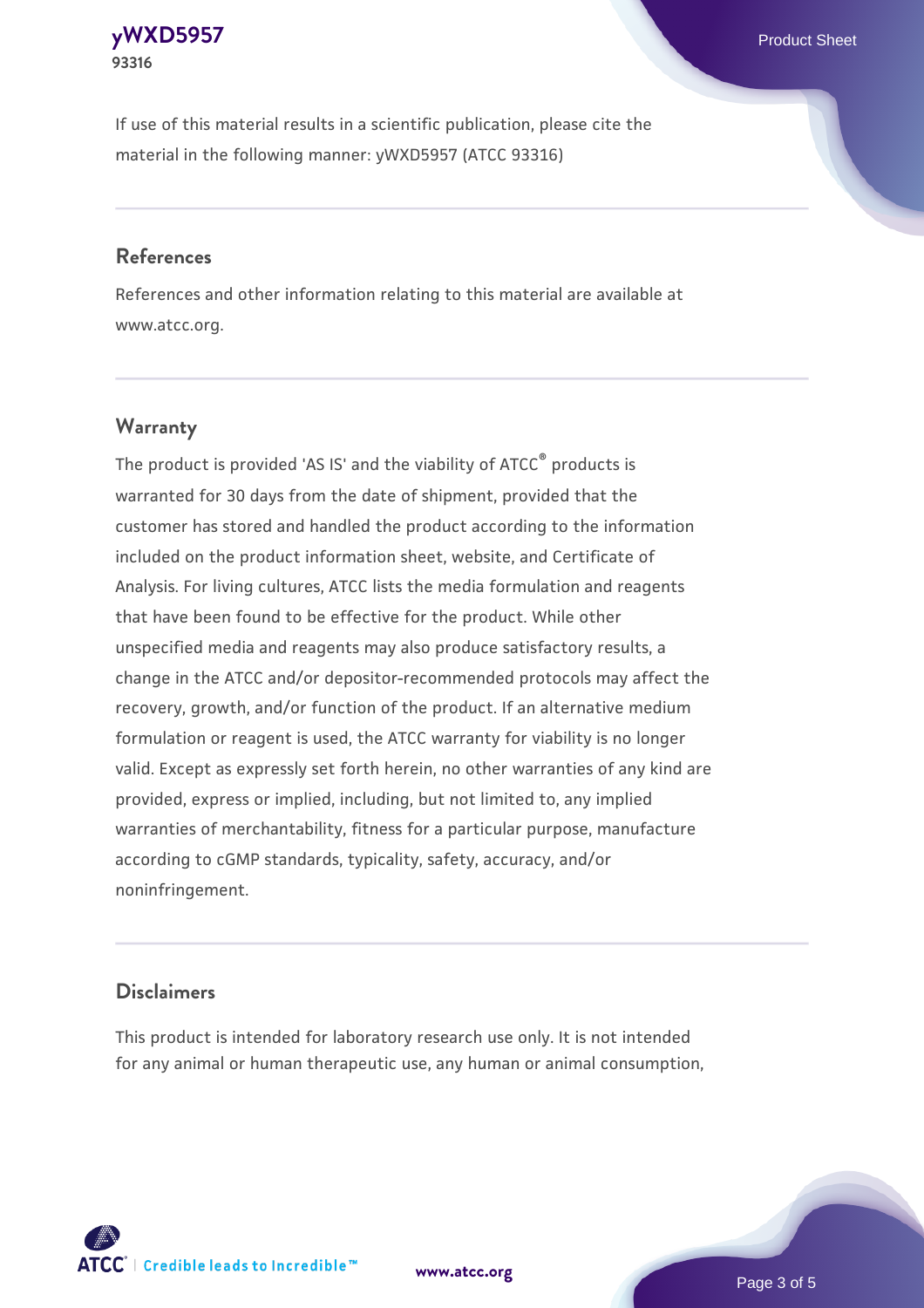If use of this material results in a scientific publication, please cite the material in the following manner: yWXD5957 (ATCC 93316)

## References

References and other information relating to this material are available at www.atcc.org.

## Warranty

The product is provided 'AS IS' and the viability of ATCC® products is warranted for 30 days from the date of shipment, provided that the customer has stored and handled the product according to the information included on the product information sheet, website, and Certificate of Analysis. For living cultures, ATCC lists the media formulation and reagents that have been found to be effective for the product. While other unspecified media and reagents may also produce satisfactory results, a change in the ATCC and/or depositor-recommended protocols may affect the recovery, growth, and/or function of the product. If an alternative medium formulation or reagent is used, the ATCC warranty for viability is no longer valid. Except as expressly set forth herein, no other warranties of any kind are provided, express or implied, including, but not limited to, any implied warranties of merchantability, fitness for a particular purpose, manufacture according to cGMP standards, typicality, safety, accuracy, and/or noninfringement.

## Disclaimers

This product is intended for laboratory research use only. It is not intended for any animal or human therapeutic use, any human or animal consumption,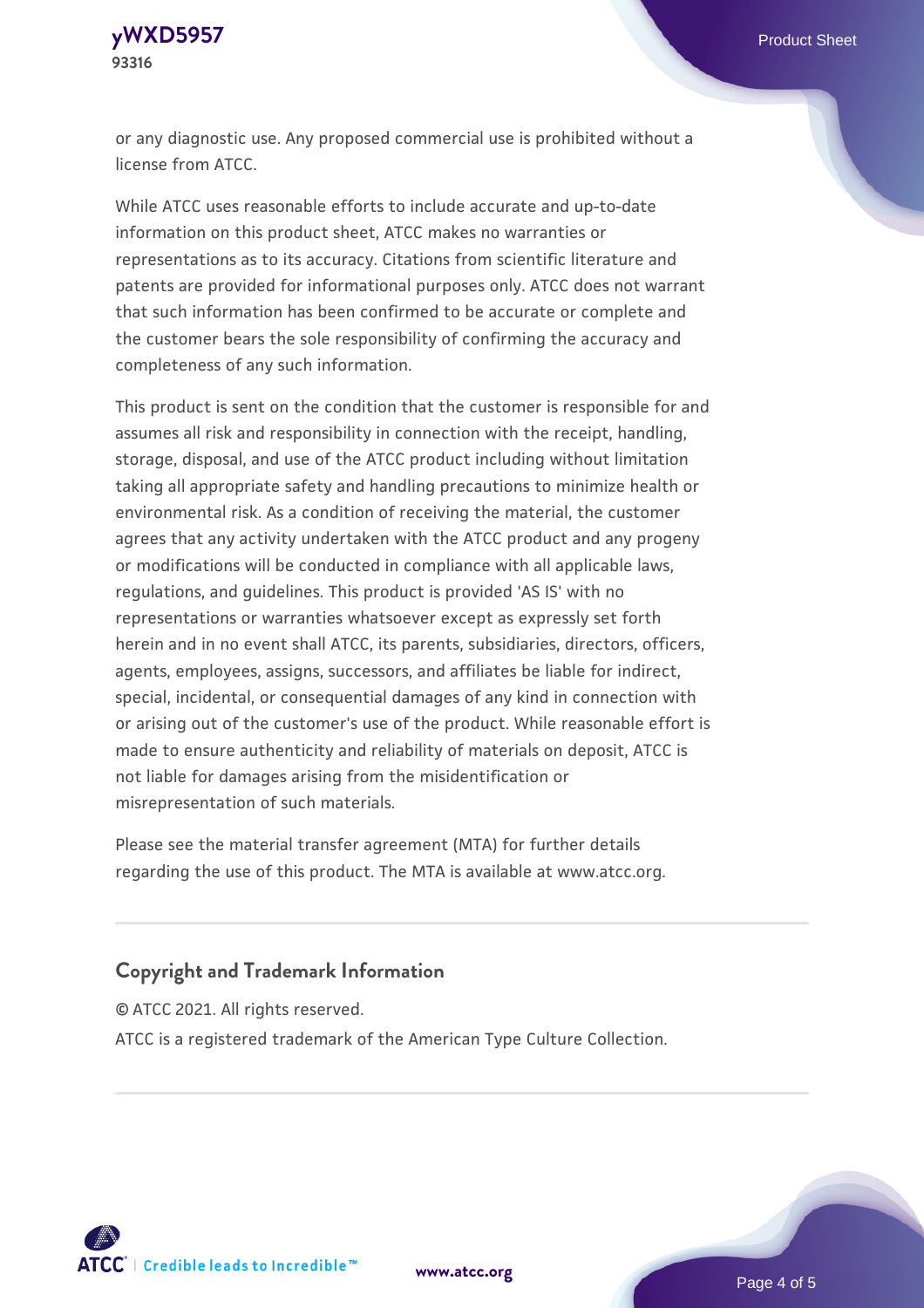or any diagnostic use. Any proposed commercial use is prohibited without a license from ATCC.

While ATCC uses reasonable efforts to include accurate and up-to-date information on this product sheet, ATCC makes no warranties or representations as to its accuracy. Citations from scientific literature and patents are provided for informational purposes only. ATCC does not warrant that such information has been confirmed to be accurate or complete and the customer bears the sole responsibility of confirming the accuracy and completeness of any such information.

This product is sent on the condition that the customer is responsible for and assumes all risk and responsibility in connection with the receipt, handling, storage, disposal, and use of the ATCC product including without limitation taking all appropriate safety and handling precautions to minimize health or environmental risk. As a condition of receiving the material, the customer agrees that any activity undertaken with the ATCC product and any progeny or modifications will be conducted in compliance with all applicable laws, regulations, and guidelines. This product is provided 'AS IS' with no representations or warranties whatsoever except as expressly set forth herein and in no event shall ATCC, its parents, subsidiaries, directors, officers, agents, employees, assigns, successors, and affiliates be liable for indirect, special, incidental, or consequential damages of any kind in connection with or arising out of the customer's use of the product. While reasonable effort is made to ensure authenticity and reliability of materials on deposit, ATCC is not liable for damages arising from the misidentification or misrepresentation of such materials.

Please see the material transfer agreement (MTA) for further details regarding the use of this product. The MTA is available at www.atcc.org.

## Copyright and Trademark Information

© ATCC 2021. All rights reserved.

ATCC is a registered trademark of the American Type Culture Collection.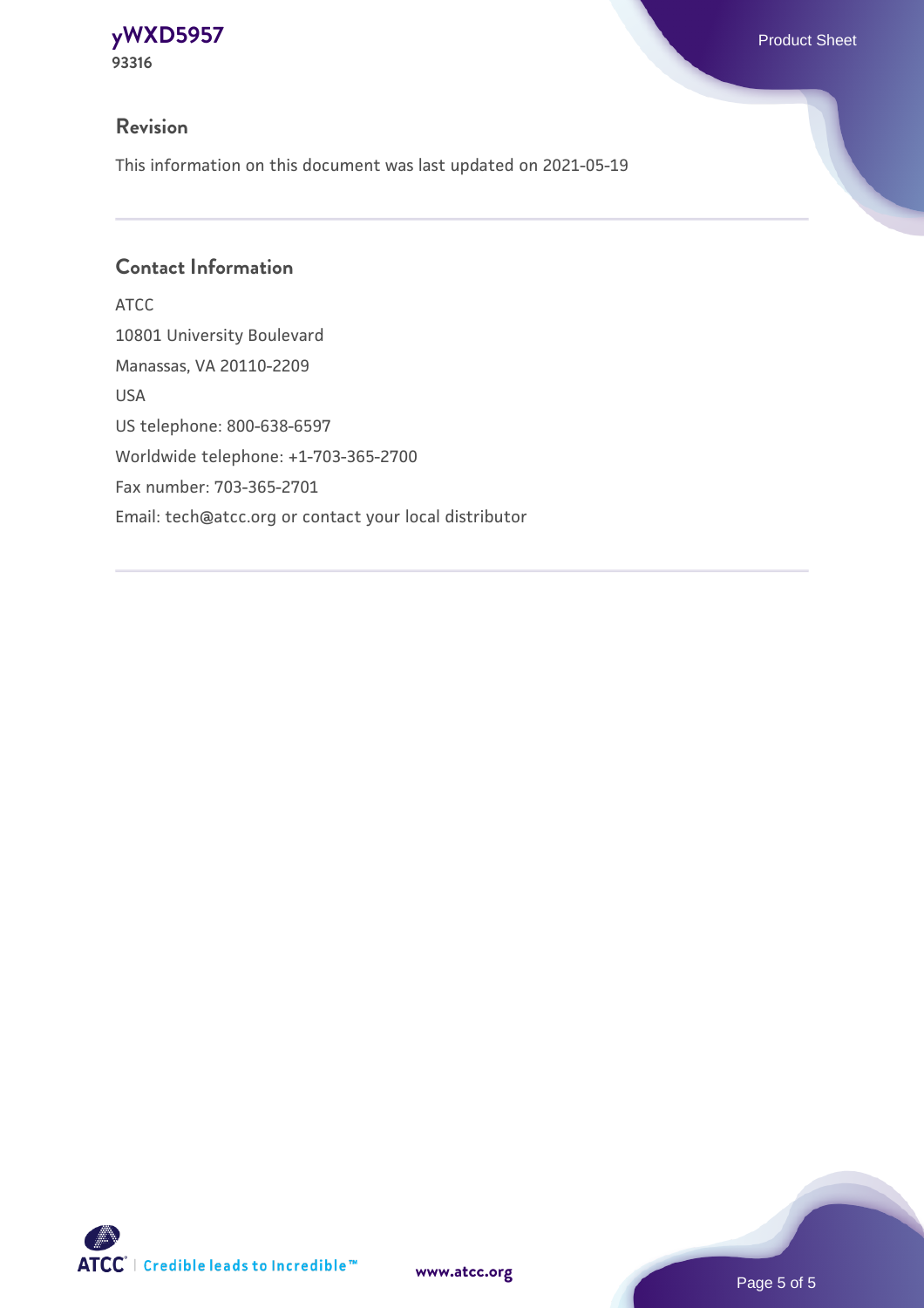## Revision

This information on this document was last updated on 2021-05-19

## Contact Information

ATCC
10801 University Boulevard
Manassas, VA 20110-2209
USA
US telephone: 800-638-6597
Worldwide telephone: +1-703-365-2700
Fax number: 703-365-2701
Email: tech@atcc.org or contact your local distributor